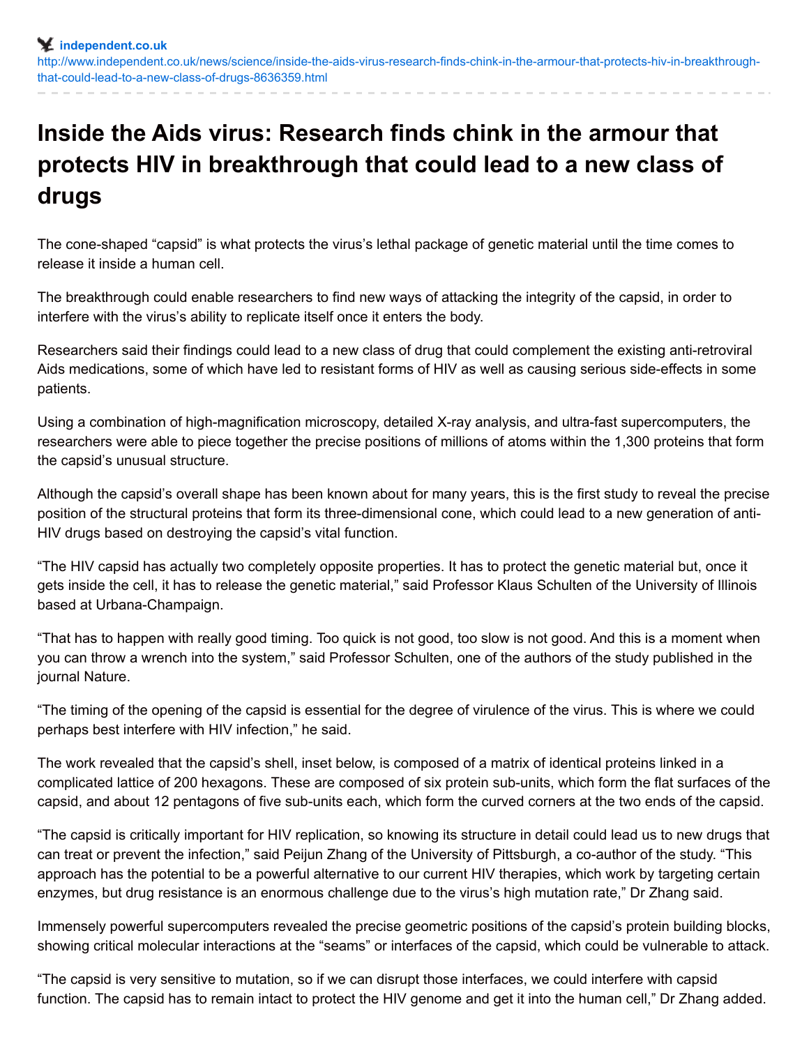independent.co.uk

http://www.independent.co.uk/news/science/inside-the-aids-virus-research-finds-chink-in-the-armour-that-protects-hiv-in-breakthrough-that-could-lead-to-a-new-class-of-drugs-8636359.html

# Inside the Aids virus: Research finds chink in the armour that protects HIV in breakthrough that could lead to a new class of drugs

The cone-shaped "capsid" is what protects the virus's lethal package of genetic material until the time comes to release it inside a human cell.

The breakthrough could enable researchers to find new ways of attacking the integrity of the capsid, in order to interfere with the virus's ability to replicate itself once it enters the body.

Researchers said their findings could lead to a new class of drug that could complement the existing anti-retroviral Aids medications, some of which have led to resistant forms of HIV as well as causing serious side-effects in some patients.

Using a combination of high-magnification microscopy, detailed X-ray analysis, and ultra-fast supercomputers, the researchers were able to piece together the precise positions of millions of atoms within the 1,300 proteins that form the capsid's unusual structure.

Although the capsid's overall shape has been known about for many years, this is the first study to reveal the precise position of the structural proteins that form its three-dimensional cone, which could lead to a new generation of anti-HIV drugs based on destroying the capsid's vital function.

"The HIV capsid has actually two completely opposite properties. It has to protect the genetic material but, once it gets inside the cell, it has to release the genetic material," said Professor Klaus Schulten of the University of Illinois based at Urbana-Champaign.

"That has to happen with really good timing. Too quick is not good, too slow is not good. And this is a moment when you can throw a wrench into the system," said Professor Schulten, one of the authors of the study published in the journal Nature.

"The timing of the opening of the capsid is essential for the degree of virulence of the virus. This is where we could perhaps best interfere with HIV infection," he said.

The work revealed that the capsid's shell, inset below, is composed of a matrix of identical proteins linked in a complicated lattice of 200 hexagons. These are composed of six protein sub-units, which form the flat surfaces of the capsid, and about 12 pentagons of five sub-units each, which form the curved corners at the two ends of the capsid.

"The capsid is critically important for HIV replication, so knowing its structure in detail could lead us to new drugs that can treat or prevent the infection," said Peijun Zhang of the University of Pittsburgh, a co-author of the study. "This approach has the potential to be a powerful alternative to our current HIV therapies, which work by targeting certain enzymes, but drug resistance is an enormous challenge due to the virus's high mutation rate," Dr Zhang said.

Immensely powerful supercomputers revealed the precise geometric positions of the capsid's protein building blocks, showing critical molecular interactions at the "seams" or interfaces of the capsid, which could be vulnerable to attack.

"The capsid is very sensitive to mutation, so if we can disrupt those interfaces, we could interfere with capsid function. The capsid has to remain intact to protect the HIV genome and get it into the human cell," Dr Zhang added.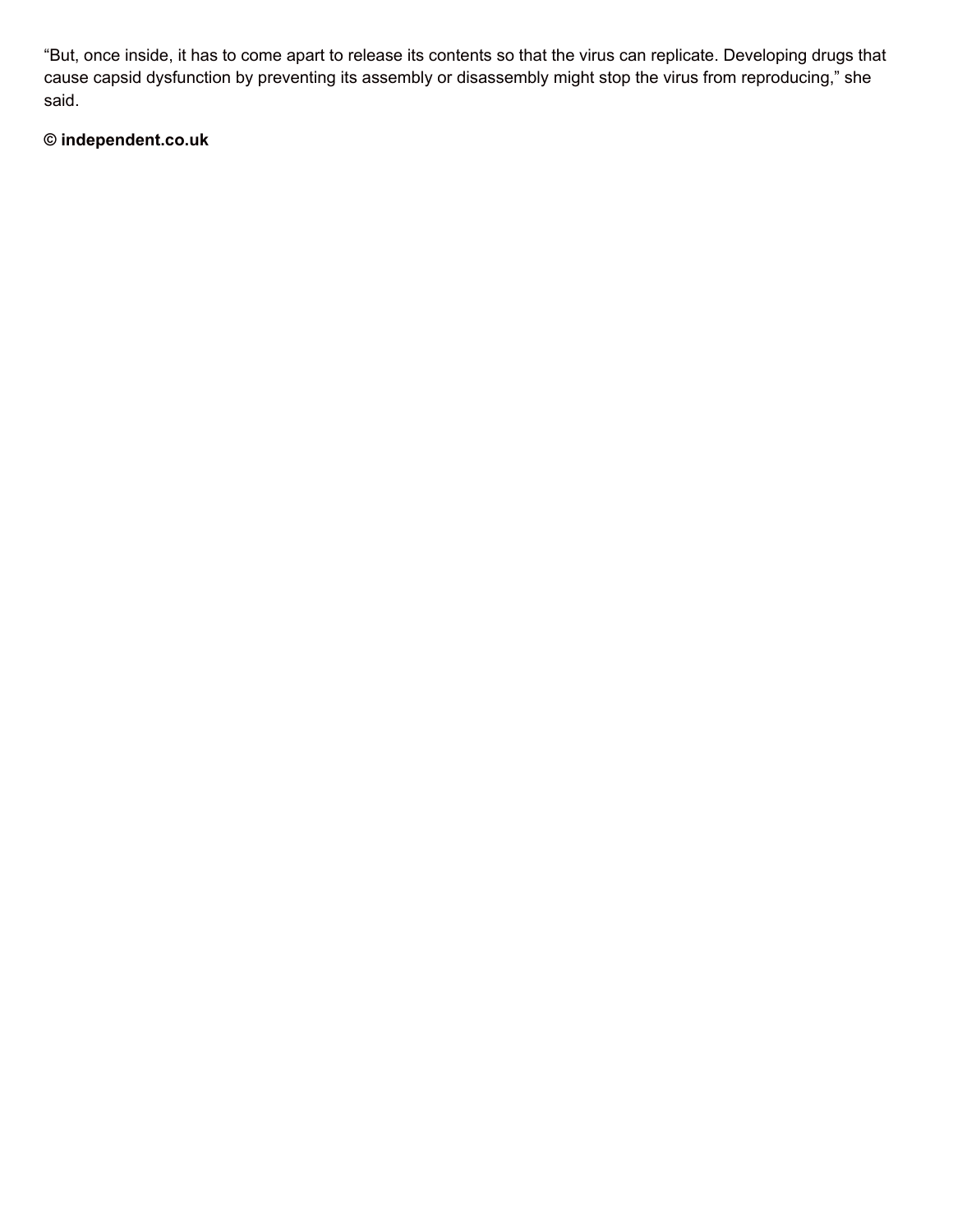“But, once inside, it has to come apart to release its contents so that the virus can replicate. Developing drugs that cause capsid dysfunction by preventing its assembly or disassembly might stop the virus from reproducing,” she said.

**© independent.co.uk**